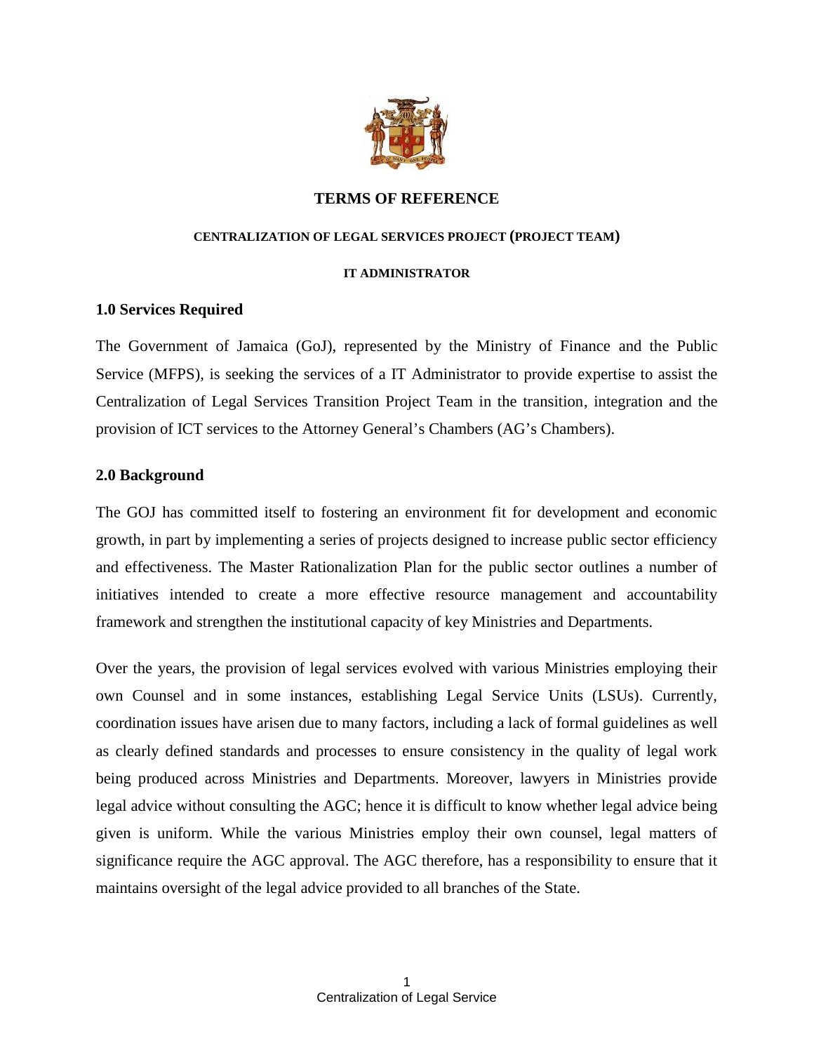# TERMS OF REFERENCE

## CENTRALIZATION OF LEGAL SERVICES PROJECT (PROJECT TEAM)

### IT ADMINISTRATOR

## 1.0 Services Required

The Government of Jamaica (GoJ), represented by the Ministry of Finance and the Public Service (MFPS), is seeking the services of a IT Administrator to provide expertise to assist the Centralization of Legal Services Transition Project Team in the transition, integration and the provision of ICT services to the Attorney General's Chambers (AG's Chambers).

## 2.0 Background

The GOJ has committed itself to fostering an environment fit for development and economic growth, in part by implementing a series of projects designed to increase public sector efficiency and effectiveness. The Master Rationalization Plan for the public sector outlines a number of initiatives intended to create a more effective resource management and accountability framework and strengthen the institutional capacity of key Ministries and Departments.

Over the years, the provision of legal services evolved with various Ministries employing their own Counsel and in some instances, establishing Legal Service Units (LSUs). Currently, coordination issues have arisen due to many factors, including a lack of formal guidelines as well as clearly defined standards and processes to ensure consistency in the quality of legal work being produced across Ministries and Departments. Moreover, lawyers in Ministries provide legal advice without consulting the AGC; hence it is difficult to know whether legal advice being given is uniform. While the various Ministries employ their own counsel, legal matters of significance require the AGC approval. The AGC therefore, has a responsibility to ensure that it maintains oversight of the legal advice provided to all branches of the State.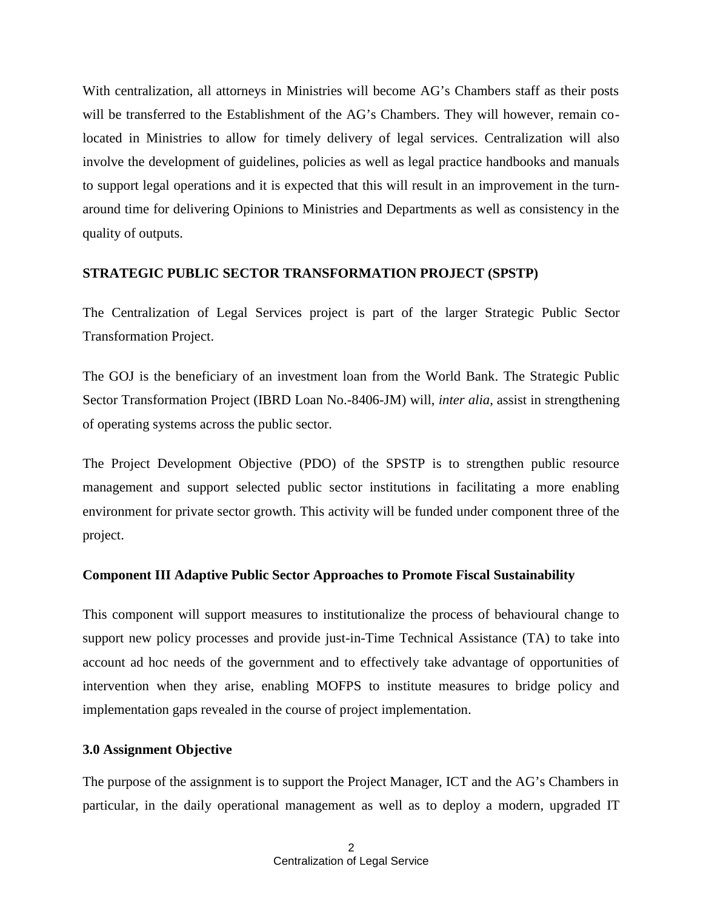With centralization, all attorneys in Ministries will become AG's Chambers staff as their posts will be transferred to the Establishment of the AG's Chambers. They will however, remain co-located in Ministries to allow for timely delivery of legal services. Centralization will also involve the development of guidelines, policies as well as legal practice handbooks and manuals to support legal operations and it is expected that this will result in an improvement in the turn-around time for delivering Opinions to Ministries and Departments as well as consistency in the quality of outputs.

**STRATEGIC PUBLIC SECTOR TRANSFORMATION PROJECT (SPSTP)**

The Centralization of Legal Services project is part of the larger Strategic Public Sector Transformation Project.

The GOJ is the beneficiary of an investment loan from the World Bank. The Strategic Public Sector Transformation Project (IBRD Loan No.-8406-JM) will, *inter alia*, assist in strengthening of operating systems across the public sector.

The Project Development Objective (PDO) of the SPSTP is to strengthen public resource management and support selected public sector institutions in facilitating a more enabling environment for private sector growth. This activity will be funded under component three of the project.

**Component III Adaptive Public Sector Approaches to Promote Fiscal Sustainability**

This component will support measures to institutionalize the process of behavioural change to support new policy processes and provide just-in-Time Technical Assistance (TA) to take into account ad hoc needs of the government and to effectively take advantage of opportunities of intervention when they arise, enabling MOFPS to institute measures to bridge policy and implementation gaps revealed in the course of project implementation.

**3.0 Assignment Objective**

The purpose of the assignment is to support the Project Manager, ICT and the AG's Chambers in particular, in the daily operational management as well as to deploy a modern, upgraded IT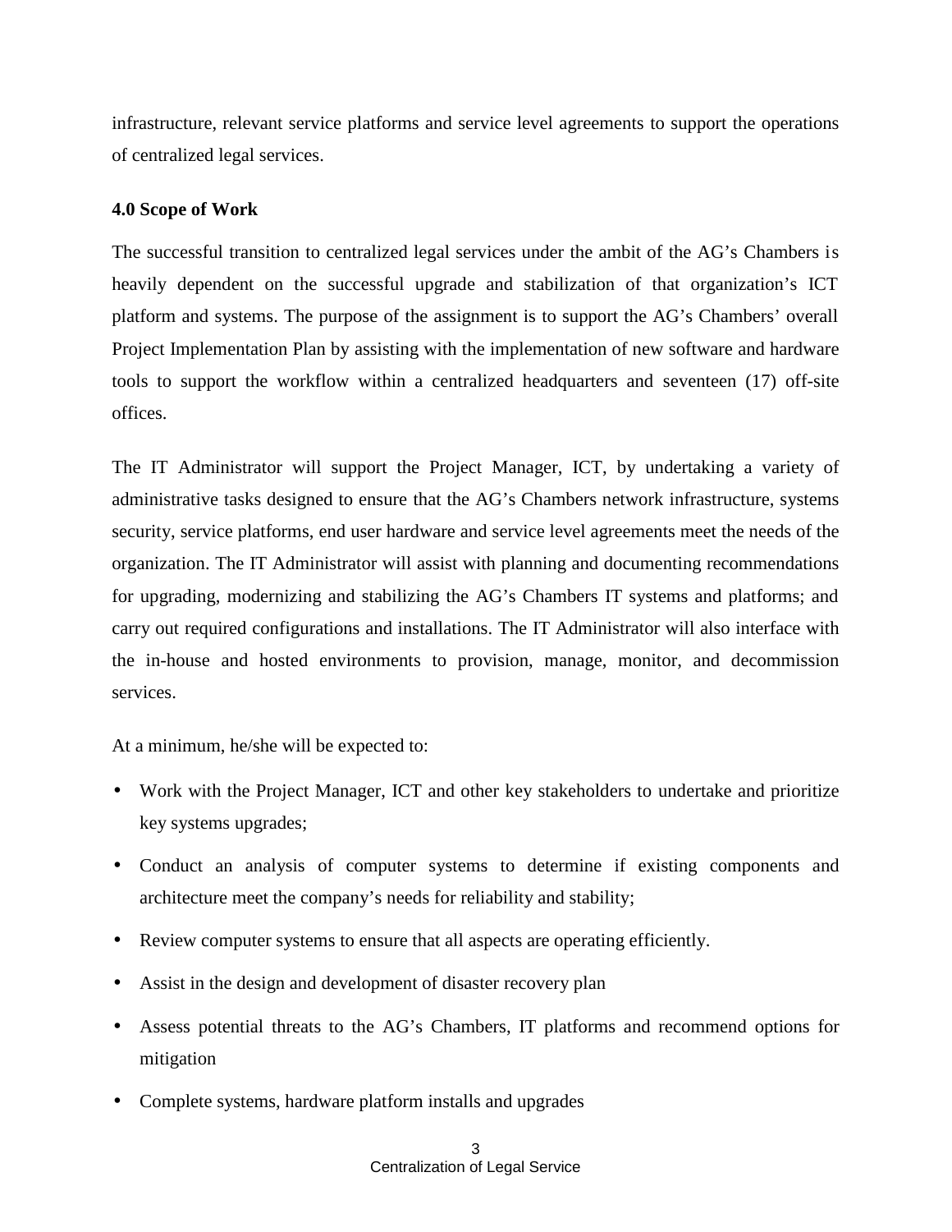infrastructure, relevant service platforms and service level agreements to support the operations of centralized legal services.

## 4.0 Scope of Work

The successful transition to centralized legal services under the ambit of the AG's Chambers is heavily dependent on the successful upgrade and stabilization of that organization's ICT platform and systems. The purpose of the assignment is to support the AG's Chambers' overall Project Implementation Plan by assisting with the implementation of new software and hardware tools to support the workflow within a centralized headquarters and seventeen (17) off-site offices.

The IT Administrator will support the Project Manager, ICT, by undertaking a variety of administrative tasks designed to ensure that the AG's Chambers network infrastructure, systems security, service platforms, end user hardware and service level agreements meet the needs of the organization. The IT Administrator will assist with planning and documenting recommendations for upgrading, modernizing and stabilizing the AG's Chambers IT systems and platforms; and carry out required configurations and installations. The IT Administrator will also interface with the in-house and hosted environments to provision, manage, monitor, and decommission services.

At a minimum, he/she will be expected to:

- Work with the Project Manager, ICT and other key stakeholders to undertake and prioritize key systems upgrades;
- Conduct an analysis of computer systems to determine if existing components and architecture meet the company's needs for reliability and stability;
- Review computer systems to ensure that all aspects are operating efficiently.
- Assist in the design and development of disaster recovery plan
- Assess potential threats to the AG's Chambers, IT platforms and recommend options for mitigation
- Complete systems, hardware platform installs and upgrades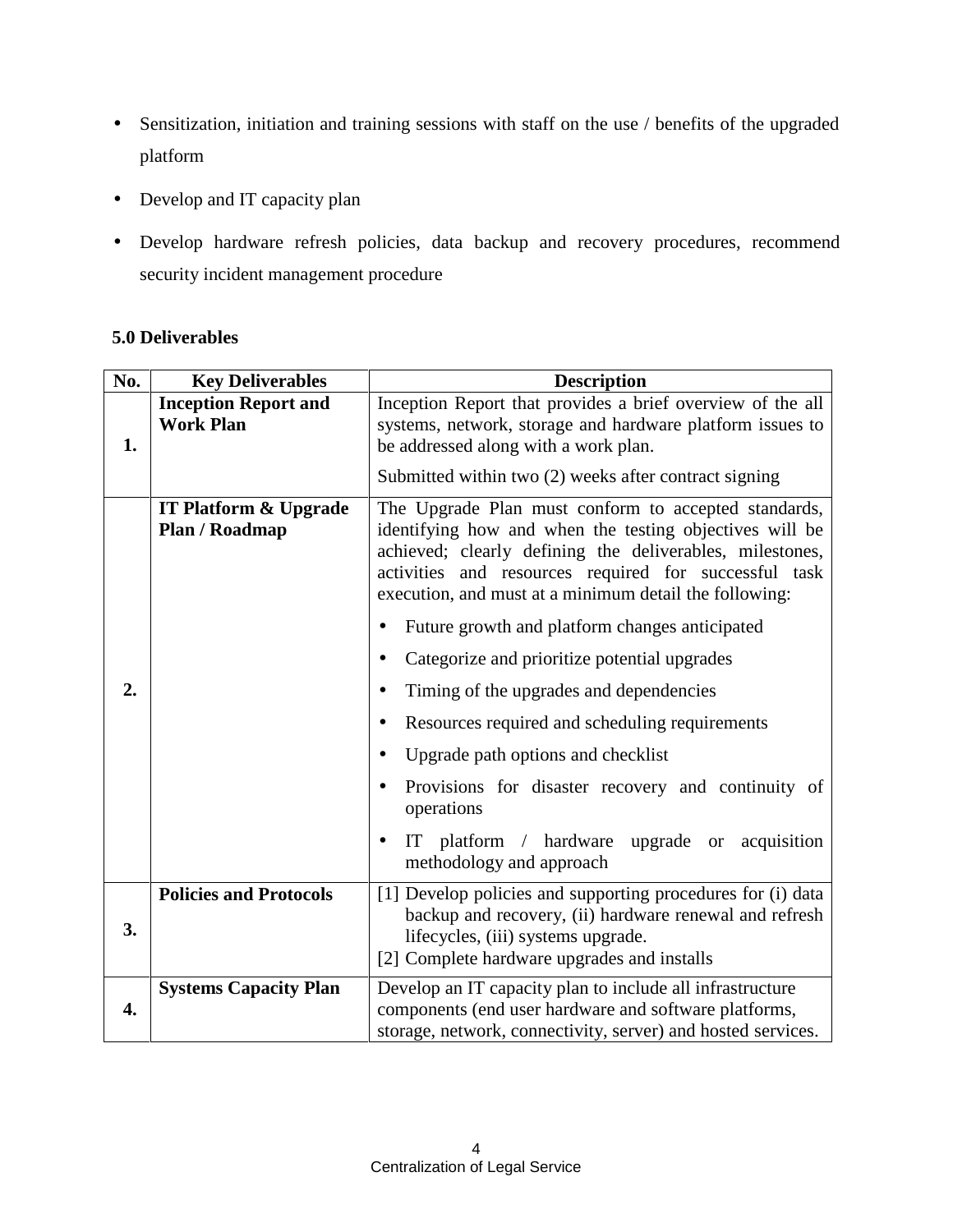- Sensitization, initiation and training sessions with staff on the use / benefits of the upgraded platform
- Develop and IT capacity plan
- Develop hardware refresh policies, data backup and recovery procedures, recommend security incident management procedure

## 5.0 Deliverables

| No. | Key Deliverables | Description |
|---|---|---|
| 1. | **Inception Report and Work Plan** | Inception Report that provides a brief overview of the all systems, network, storage and hardware platform issues to be addressed along with a work plan.<br><br>Submitted within two (2) weeks after contract signing |
| 2. | **IT Platform & Upgrade Plan / Roadmap** | The Upgrade Plan must conform to accepted standards, identifying how and when the testing objectives will be achieved; clearly defining the deliverables, milestones, activities and resources required for successful task execution, and must at a minimum detail the following:<br>• Future growth and platform changes anticipated<br>• Categorize and prioritize potential upgrades<br>• Timing of the upgrades and dependencies<br>• Resources required and scheduling requirements<br>• Upgrade path options and checklist<br>• Provisions for disaster recovery and continuity of operations<br>• IT platform / hardware upgrade or acquisition methodology and approach |
| 3. | **Policies and Protocols** | [1] Develop policies and supporting procedures for (i) data backup and recovery, (ii) hardware renewal and refresh lifecycles, (iii) systems upgrade.<br>[2] Complete hardware upgrades and installs |
| 4. | **Systems Capacity Plan** | Develop an IT capacity plan to include all infrastructure components (end user hardware and software platforms, storage, network, connectivity, server) and hosted services. |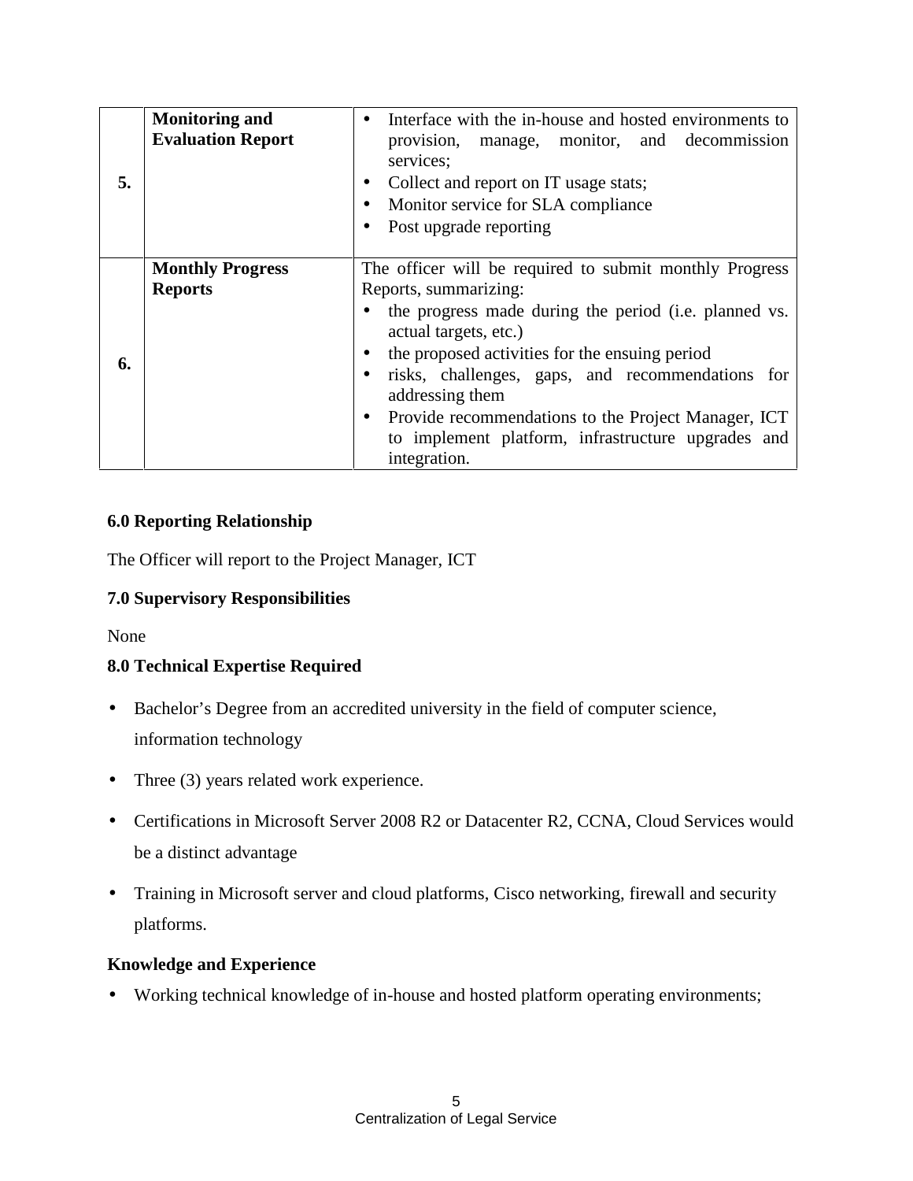| | | |
|---|---|---|
| **5.** | **Monitoring and Evaluation Report** | • Interface with the in-house and hosted environments to provision, manage, monitor, and decommission services;<br>• Collect and report on IT usage stats;<br>• Monitor service for SLA compliance<br>• Post upgrade reporting |
| **6.** | **Monthly Progress Reports** | The officer will be required to submit monthly Progress Reports, summarizing:<br>• the progress made during the period (i.e. planned vs. actual targets, etc.)<br>• the proposed activities for the ensuing period<br>• risks, challenges, gaps, and recommendations for addressing them<br>• Provide recommendations to the Project Manager, ICT to implement platform, infrastructure upgrades and integration. |

**6.0 Reporting Relationship**

The Officer will report to the Project Manager, ICT

**7.0 Supervisory Responsibilities**

None

**8.0 Technical Expertise Required**

- Bachelor's Degree from an accredited university in the field of computer science, information technology
- Three (3) years related work experience.
- Certifications in Microsoft Server 2008 R2 or Datacenter R2, CCNA, Cloud Services would be a distinct advantage
- Training in Microsoft server and cloud platforms, Cisco networking, firewall and security platforms.

**Knowledge and Experience**

- Working technical knowledge of in-house and hosted platform operating environments;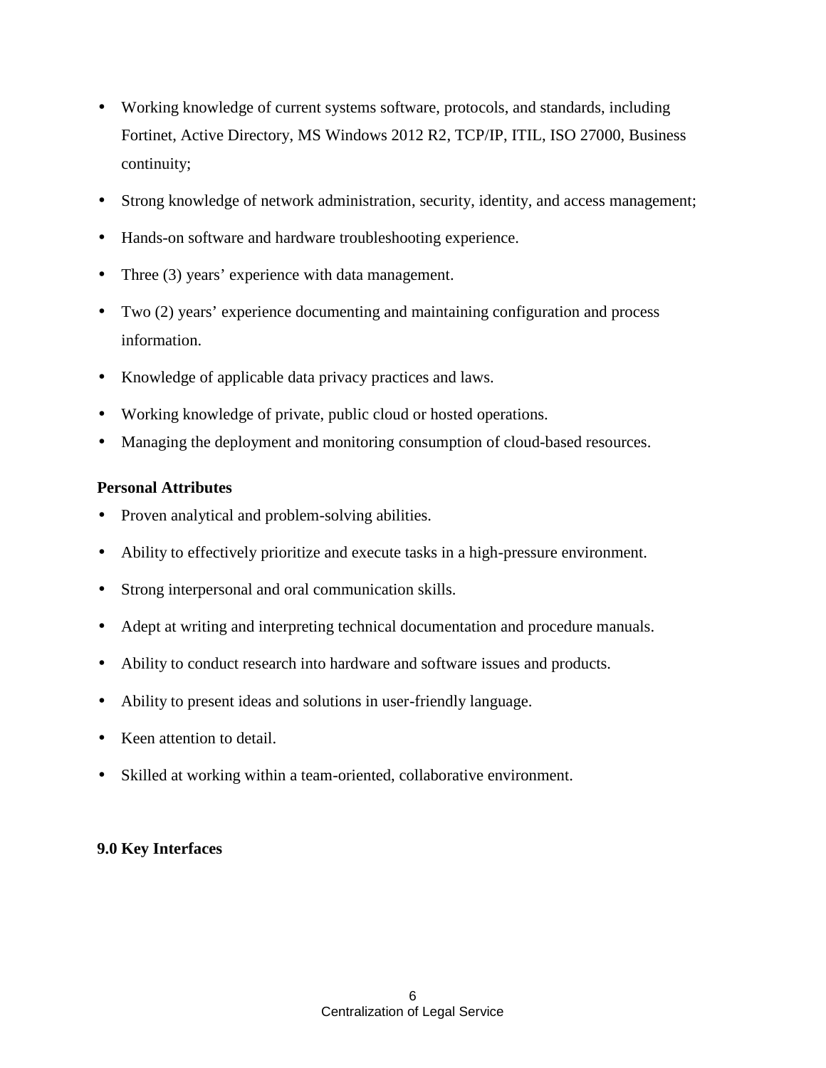- Working knowledge of current systems software, protocols, and standards, including Fortinet, Active Directory, MS Windows 2012 R2, TCP/IP, ITIL, ISO 27000, Business continuity;
- Strong knowledge of network administration, security, identity, and access management;
- Hands-on software and hardware troubleshooting experience.
- Three (3) years' experience with data management.
- Two (2) years' experience documenting and maintaining configuration and process information.
- Knowledge of applicable data privacy practices and laws.
- Working knowledge of private, public cloud or hosted operations.
- Managing the deployment and monitoring consumption of cloud-based resources.

**Personal Attributes**

- Proven analytical and problem-solving abilities.
- Ability to effectively prioritize and execute tasks in a high-pressure environment.
- Strong interpersonal and oral communication skills.
- Adept at writing and interpreting technical documentation and procedure manuals.
- Ability to conduct research into hardware and software issues and products.
- Ability to present ideas and solutions in user-friendly language.
- Keen attention to detail.
- Skilled at working within a team-oriented, collaborative environment.

## 9.0 Key Interfaces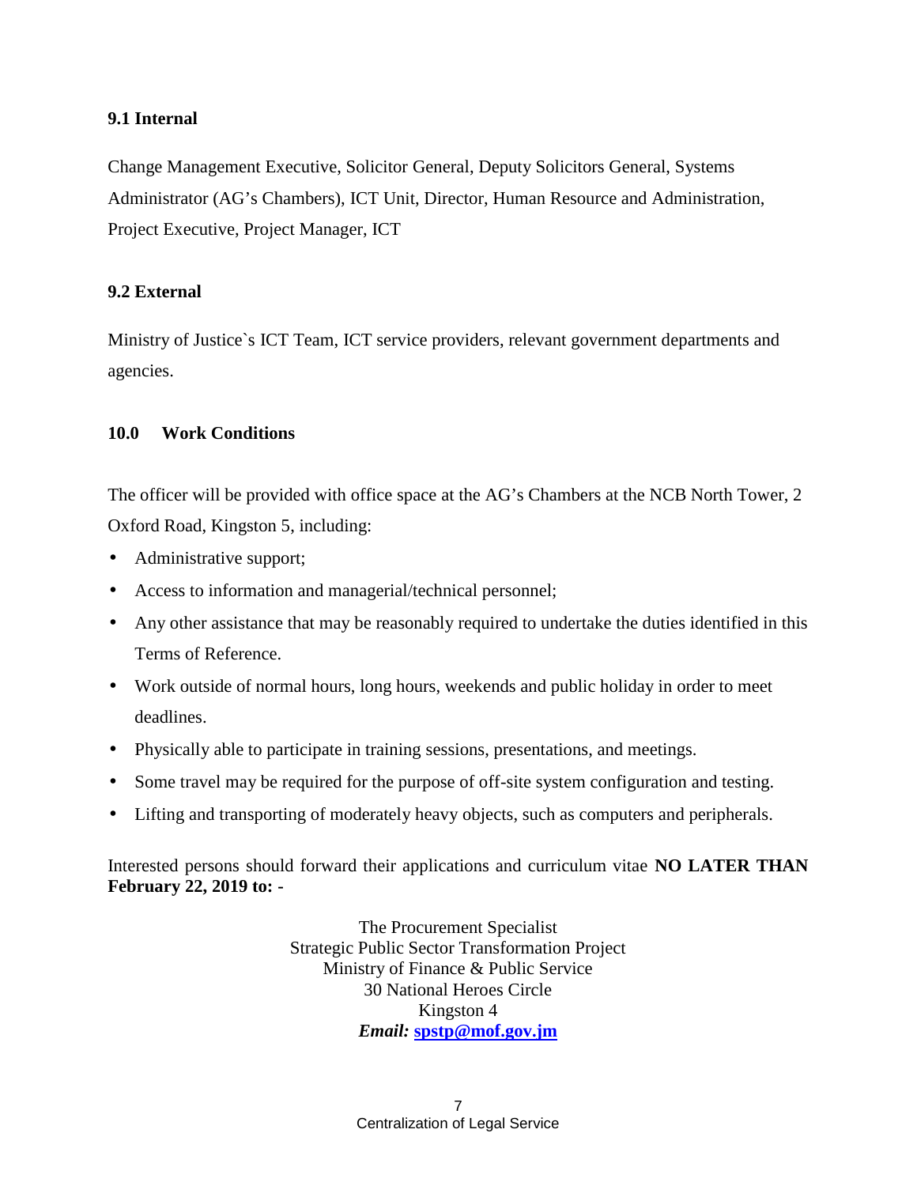### 9.1 Internal

Change Management Executive, Solicitor General, Deputy Solicitors General, Systems Administrator (AG's Chambers), ICT Unit, Director, Human Resource and Administration, Project Executive, Project Manager, ICT

### 9.2 External

Ministry of Justice`s ICT Team, ICT service providers, relevant government departments and agencies.

## 10.0 Work Conditions

The officer will be provided with office space at the AG's Chambers at the NCB North Tower, 2 Oxford Road, Kingston 5, including:

- Administrative support;
- Access to information and managerial/technical personnel;
- Any other assistance that may be reasonably required to undertake the duties identified in this Terms of Reference.
- Work outside of normal hours, long hours, weekends and public holiday in order to meet deadlines.
- Physically able to participate in training sessions, presentations, and meetings.
- Some travel may be required for the purpose of off-site system configuration and testing.
- Lifting and transporting of moderately heavy objects, such as computers and peripherals.

Interested persons should forward their applications and curriculum vitae **NO LATER THAN February 22, 2019 to: -**

The Procurement Specialist
Strategic Public Sector Transformation Project
Ministry of Finance & Public Service
30 National Heroes Circle
Kingston 4
***Email:*** **spstp@mof.gov.jm**